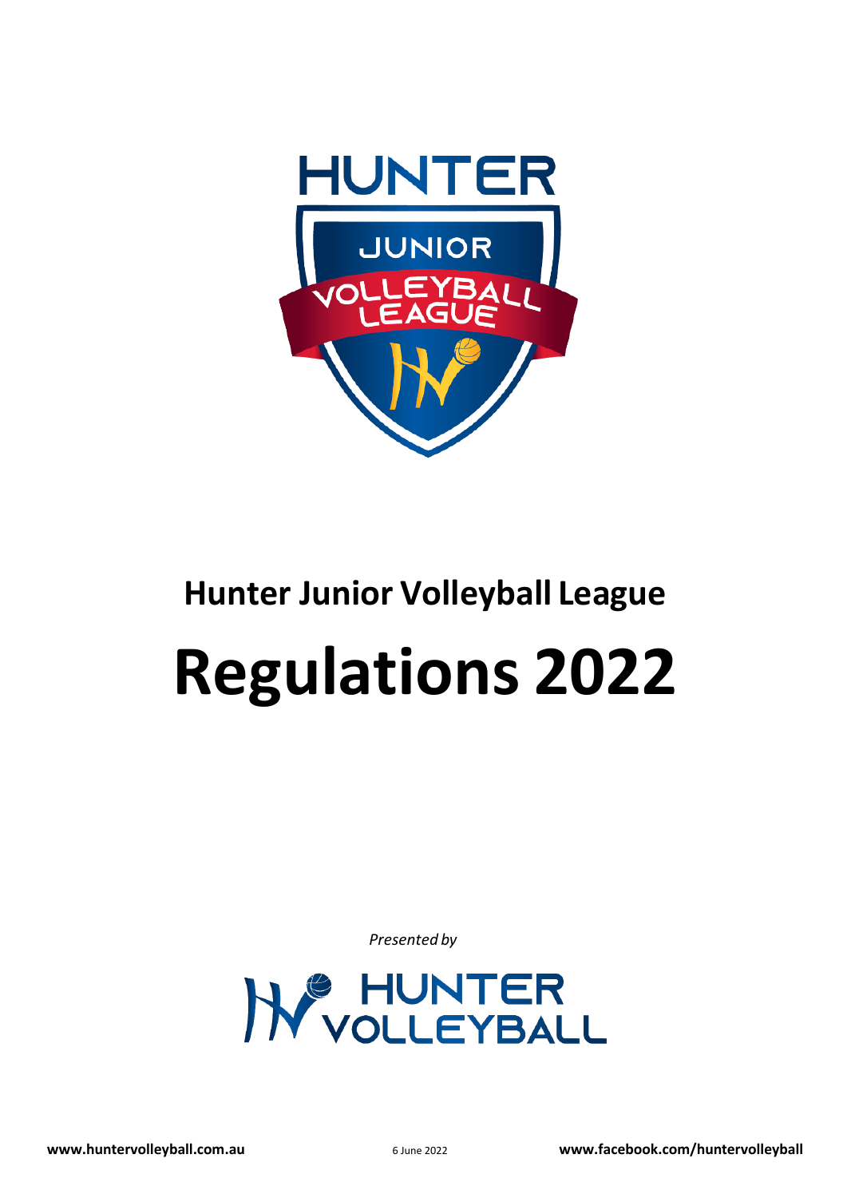# Hunter Junior Volleyball League

# Regulations 2022

*Presented by*

www.huntervolleyball.com.au

6 June 2022

www.facebook.com/huntervolleyball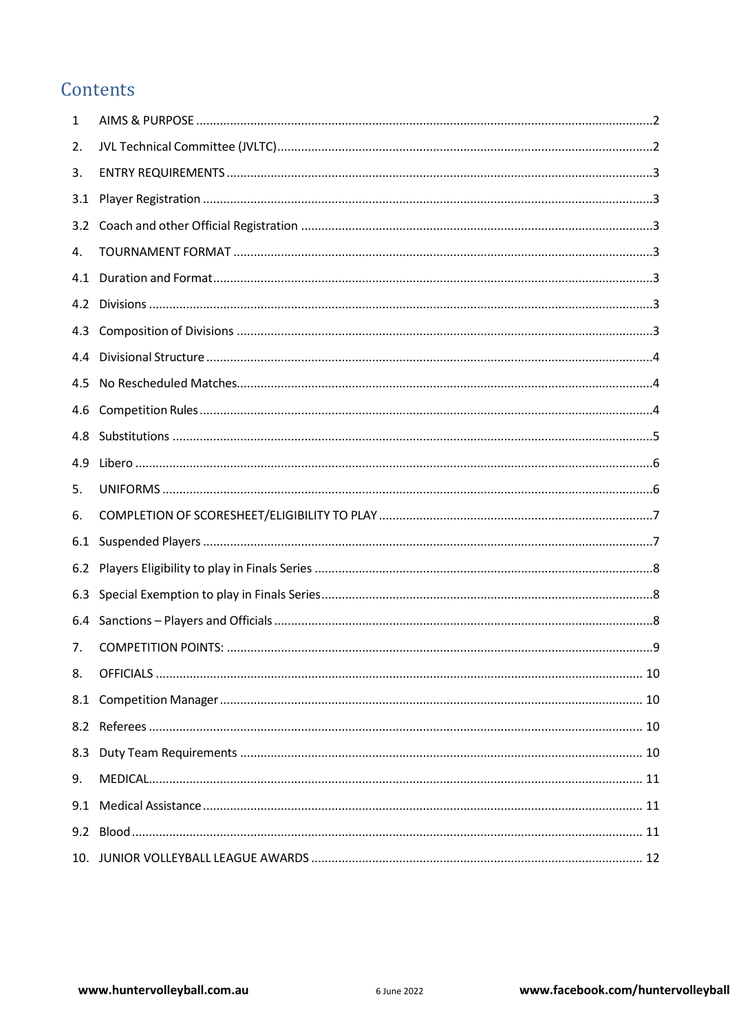## Contents

1 AIMS & PURPOSE .....2

2. JVL Technical Committee (JVLTC) .....2

3. ENTRY REQUIREMENTS .....3

3.1 Player Registration .....3

3.2 Coach and other Official Registration .....3

4. TOURNAMENT FORMAT .....3

4.1 Duration and Format .....3

4.2 Divisions .....3

4.3 Composition of Divisions .....3

4.4 Divisional Structure .....4

4.5 No Rescheduled Matches .....4

4.6 Competition Rules .....4

4.8 Substitutions .....5

4.9 Libero .....6

5. UNIFORMS .....6

6. COMPLETION OF SCORESHEET/ELIGIBILITY TO PLAY .....7

6.1 Suspended Players .....7

6.2 Players Eligibility to play in Finals Series .....8

6.3 Special Exemption to play in Finals Series .....8

6.4 Sanctions – Players and Officials .....8

7. COMPETITION POINTS: .....9

8. OFFICIALS .....10

8.1 Competition Manager .....10

8.2 Referees .....10

8.3 Duty Team Requirements .....10

9. MEDICAL .....11

9.1 Medical Assistance .....11

9.2 Blood .....11

10. JUNIOR VOLLEYBALL LEAGUE AWARDS .....12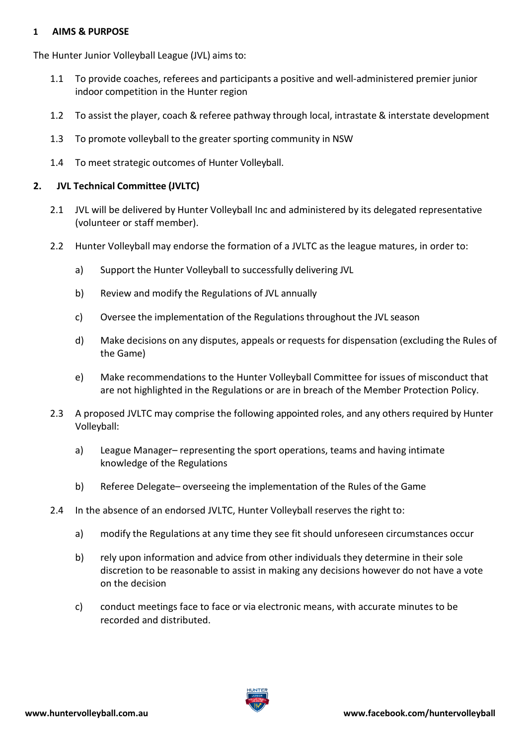## 1 AIMS & PURPOSE

The Hunter Junior Volleyball League (JVL) aims to:

1.1 To provide coaches, referees and participants a positive and well-administered premier junior indoor competition in the Hunter region

1.2 To assist the player, coach & referee pathway through local, intrastate & interstate development

1.3 To promote volleyball to the greater sporting community in NSW

1.4 To meet strategic outcomes of Hunter Volleyball.

## 2. JVL Technical Committee (JVLTC)

2.1 JVL will be delivered by Hunter Volleyball Inc and administered by its delegated representative (volunteer or staff member).

2.2 Hunter Volleyball may endorse the formation of a JVLTC as the league matures, in order to:

a) Support the Hunter Volleyball to successfully delivering JVL

b) Review and modify the Regulations of JVL annually

c) Oversee the implementation of the Regulations throughout the JVL season

d) Make decisions on any disputes, appeals or requests for dispensation (excluding the Rules of the Game)

e) Make recommendations to the Hunter Volleyball Committee for issues of misconduct that are not highlighted in the Regulations or are in breach of the Member Protection Policy.

2.3 A proposed JVLTC may comprise the following appointed roles, and any others required by Hunter Volleyball:

a) League Manager– representing the sport operations, teams and having intimate knowledge of the Regulations

b) Referee Delegate– overseeing the implementation of the Rules of the Game

2.4 In the absence of an endorsed JVLTC, Hunter Volleyball reserves the right to:

a) modify the Regulations at any time they see fit should unforeseen circumstances occur

b) rely upon information and advice from other individuals they determine in their sole discretion to be reasonable to assist in making any decisions however do not have a vote on the decision

c) conduct meetings face to face or via electronic means, with accurate minutes to be recorded and distributed.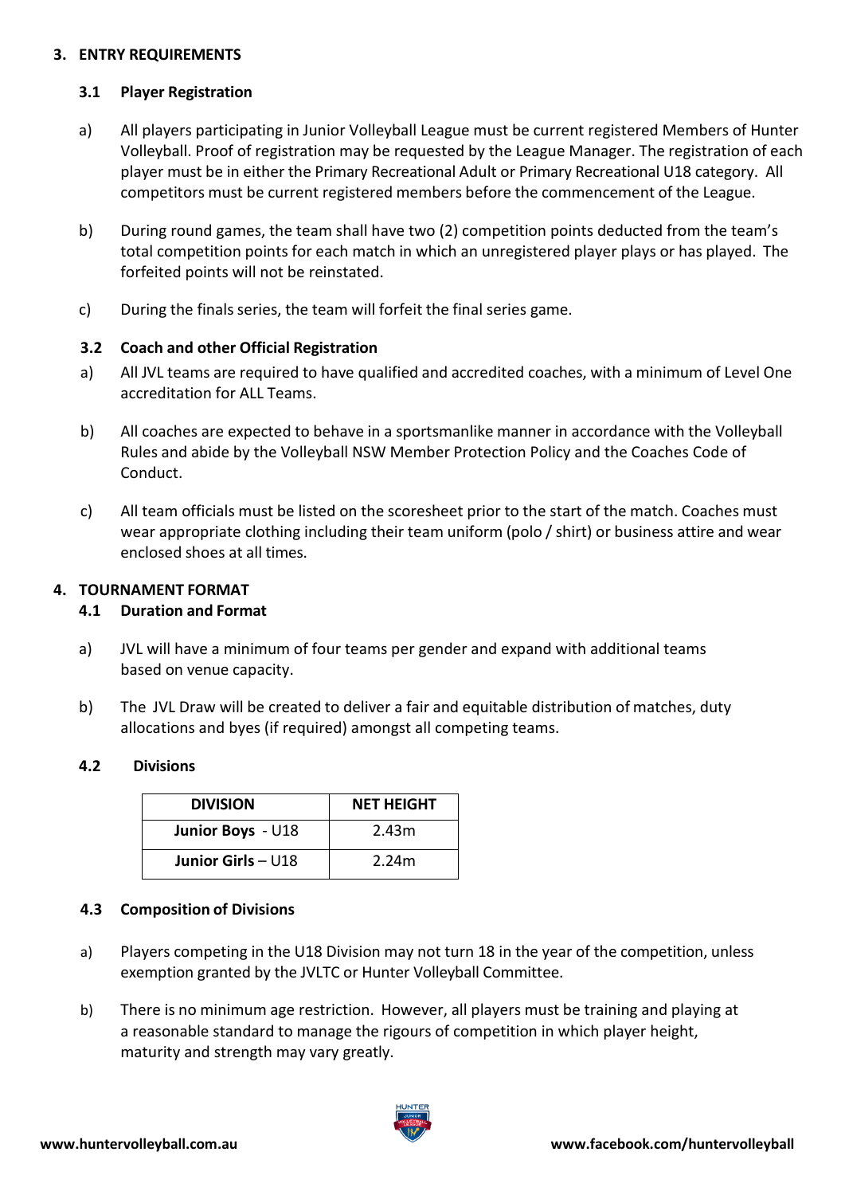## 3. ENTRY REQUIREMENTS

### 3.1 Player Registration

a) All players participating in Junior Volleyball League must be current registered Members of Hunter Volleyball. Proof of registration may be requested by the League Manager. The registration of each player must be in either the Primary Recreational Adult or Primary Recreational U18 category. All competitors must be current registered members before the commencement of the League.

b) During round games, the team shall have two (2) competition points deducted from the team's total competition points for each match in which an unregistered player plays or has played. The forfeited points will not be reinstated.

c) During the finals series, the team will forfeit the final series game.

### 3.2 Coach and other Official Registration

a) All JVL teams are required to have qualified and accredited coaches, with a minimum of Level One accreditation for ALL Teams.

b) All coaches are expected to behave in a sportsmanlike manner in accordance with the Volleyball Rules and abide by the Volleyball NSW Member Protection Policy and the Coaches Code of Conduct.

c) All team officials must be listed on the scoresheet prior to the start of the match. Coaches must wear appropriate clothing including their team uniform (polo / shirt) or business attire and wear enclosed shoes at all times.

## 4. TOURNAMENT FORMAT

### 4.1 Duration and Format

a) JVL will have a minimum of four teams per gender and expand with additional teams based on venue capacity.

b) The JVL Draw will be created to deliver a fair and equitable distribution of matches, duty allocations and byes (if required) amongst all competing teams.

### 4.2 Divisions

| DIVISION | NET HEIGHT |
|---|---|
| **Junior Boys** - U18 | 2.43m |
| **Junior Girls** – U18 | 2.24m |

### 4.3 Composition of Divisions

a) Players competing in the U18 Division may not turn 18 in the year of the competition, unless exemption granted by the JVLTC or Hunter Volleyball Committee.

b) There is no minimum age restriction. However, all players must be training and playing at a reasonable standard to manage the rigours of competition in which player height, maturity and strength may vary greatly.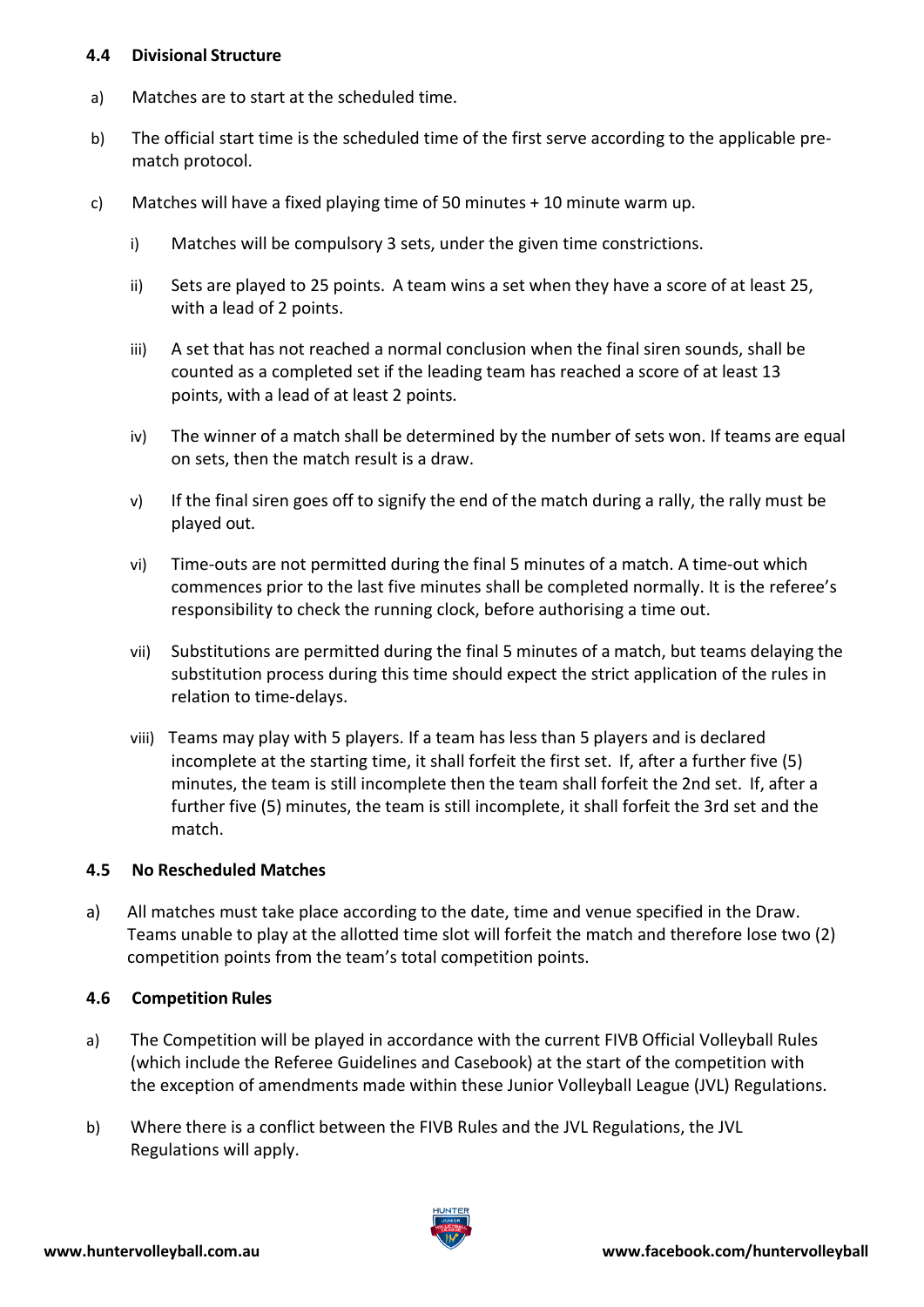### 4.4 Divisional Structure

a) Matches are to start at the scheduled time.

b) The official start time is the scheduled time of the first serve according to the applicable pre-match protocol.

c) Matches will have a fixed playing time of 50 minutes + 10 minute warm up.

   i) Matches will be compulsory 3 sets, under the given time constrictions.

   ii) Sets are played to 25 points. A team wins a set when they have a score of at least 25, with a lead of 2 points.

   iii) A set that has not reached a normal conclusion when the final siren sounds, shall be counted as a completed set if the leading team has reached a score of at least 13 points, with a lead of at least 2 points.

   iv) The winner of a match shall be determined by the number of sets won. If teams are equal on sets, then the match result is a draw.

   v) If the final siren goes off to signify the end of the match during a rally, the rally must be played out.

   vi) Time-outs are not permitted during the final 5 minutes of a match. A time-out which commences prior to the last five minutes shall be completed normally. It is the referee's responsibility to check the running clock, before authorising a time out.

   vii) Substitutions are permitted during the final 5 minutes of a match, but teams delaying the substitution process during this time should expect the strict application of the rules in relation to time-delays.

   viii) Teams may play with 5 players. If a team has less than 5 players and is declared incomplete at the starting time, it shall forfeit the first set. If, after a further five (5) minutes, the team is still incomplete then the team shall forfeit the 2nd set. If, after a further five (5) minutes, the team is still incomplete, it shall forfeit the 3rd set and the match.

### 4.5 No Rescheduled Matches

a) All matches must take place according to the date, time and venue specified in the Draw. Teams unable to play at the allotted time slot will forfeit the match and therefore lose two (2) competition points from the team's total competition points.

### 4.6 Competition Rules

a) The Competition will be played in accordance with the current FIVB Official Volleyball Rules (which include the Referee Guidelines and Casebook) at the start of the competition with the exception of amendments made within these Junior Volleyball League (JVL) Regulations.

b) Where there is a conflict between the FIVB Rules and the JVL Regulations, the JVL Regulations will apply.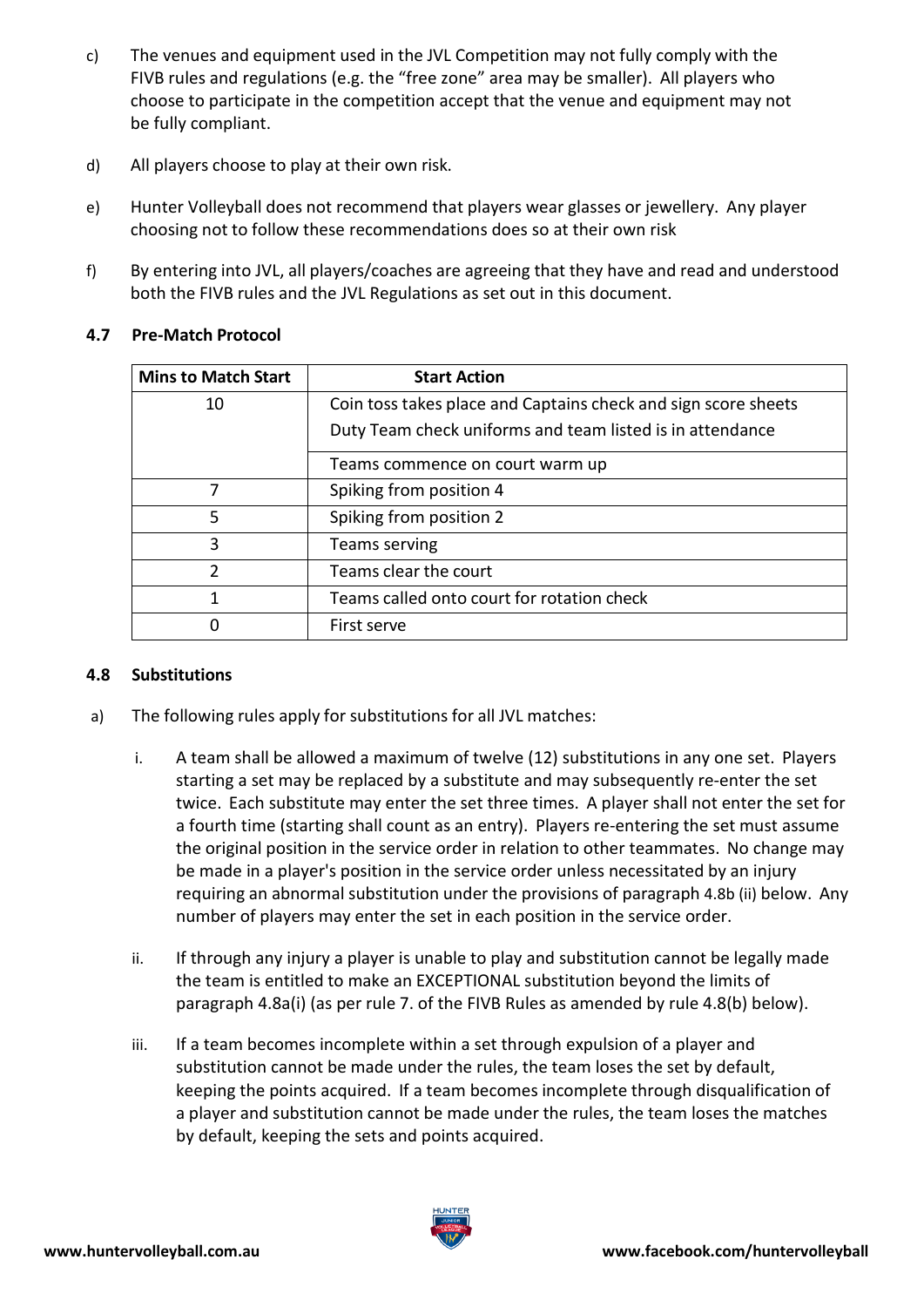c) The venues and equipment used in the JVL Competition may not fully comply with the FIVB rules and regulations (e.g. the "free zone" area may be smaller). All players who choose to participate in the competition accept that the venue and equipment may not be fully compliant.

d) All players choose to play at their own risk.

e) Hunter Volleyball does not recommend that players wear glasses or jewellery. Any player choosing not to follow these recommendations does so at their own risk

f) By entering into JVL, all players/coaches are agreeing that they have and read and understood both the FIVB rules and the JVL Regulations as set out in this document.

### 4.7 Pre-Match Protocol

| Mins to Match Start | Start Action |
|---|---|
| 10 | Coin toss takes place and Captains check and sign score sheets<br>Duty Team check uniforms and team listed is in attendance |
| | Teams commence on court warm up |
| 7 | Spiking from position 4 |
| 5 | Spiking from position 2 |
| 3 | Teams serving |
| 2 | Teams clear the court |
| 1 | Teams called onto court for rotation check |
| 0 | First serve |

### 4.8 Substitutions

a) The following rules apply for substitutions for all JVL matches:

i. A team shall be allowed a maximum of twelve (12) substitutions in any one set. Players starting a set may be replaced by a substitute and may subsequently re-enter the set twice. Each substitute may enter the set three times. A player shall not enter the set for a fourth time (starting shall count as an entry). Players re-entering the set must assume the original position in the service order in relation to other teammates. No change may be made in a player's position in the service order unless necessitated by an injury requiring an abnormal substitution under the provisions of paragraph 4.8b (ii) below. Any number of players may enter the set in each position in the service order.

ii. If through any injury a player is unable to play and substitution cannot be legally made the team is entitled to make an EXCEPTIONAL substitution beyond the limits of paragraph 4.8a(i) (as per rule 7. of the FIVB Rules as amended by rule 4.8(b) below).

iii. If a team becomes incomplete within a set through expulsion of a player and substitution cannot be made under the rules, the team loses the set by default, keeping the points acquired. If a team becomes incomplete through disqualification of a player and substitution cannot be made under the rules, the team loses the matches by default, keeping the sets and points acquired.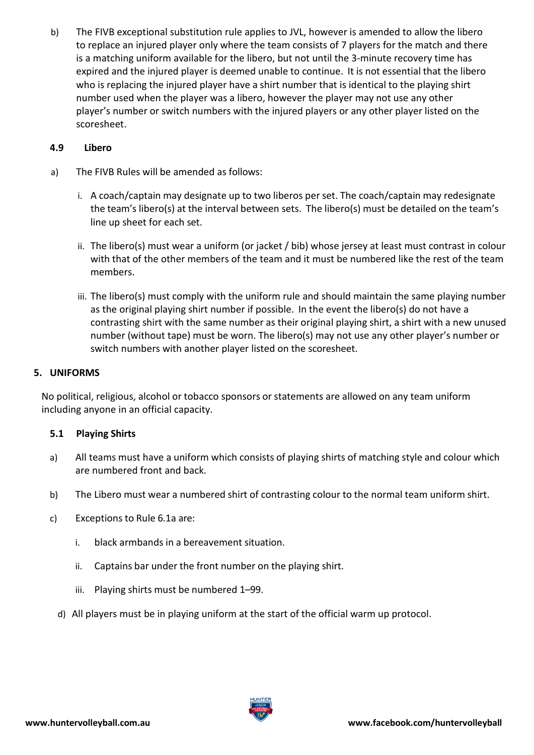b) The FIVB exceptional substitution rule applies to JVL, however is amended to allow the libero to replace an injured player only where the team consists of 7 players for the match and there is a matching uniform available for the libero, but not until the 3-minute recovery time has expired and the injured player is deemed unable to continue. It is not essential that the libero who is replacing the injured player have a shirt number that is identical to the playing shirt number used when the player was a libero, however the player may not use any other player's number or switch numbers with the injured players or any other player listed on the scoresheet.

### 4.9 Libero

a) The FIVB Rules will be amended as follows:

   i. A coach/captain may designate up to two liberos per set. The coach/captain may redesignate the team's libero(s) at the interval between sets. The libero(s) must be detailed on the team's line up sheet for each set.

   ii. The libero(s) must wear a uniform (or jacket / bib) whose jersey at least must contrast in colour with that of the other members of the team and it must be numbered like the rest of the team members.

   iii. The libero(s) must comply with the uniform rule and should maintain the same playing number as the original playing shirt number if possible. In the event the libero(s) do not have a contrasting shirt with the same number as their original playing shirt, a shirt with a new unused number (without tape) must be worn. The libero(s) may not use any other player's number or switch numbers with another player listed on the scoresheet.

## 5. UNIFORMS

No political, religious, alcohol or tobacco sponsors or statements are allowed on any team uniform including anyone in an official capacity.

### 5.1 Playing Shirts

a) All teams must have a uniform which consists of playing shirts of matching style and colour which are numbered front and back.

b) The Libero must wear a numbered shirt of contrasting colour to the normal team uniform shirt.

c) Exceptions to Rule 6.1a are:

   i. black armbands in a bereavement situation.

   ii. Captains bar under the front number on the playing shirt.

   iii. Playing shirts must be numbered 1–99.

d) All players must be in playing uniform at the start of the official warm up protocol.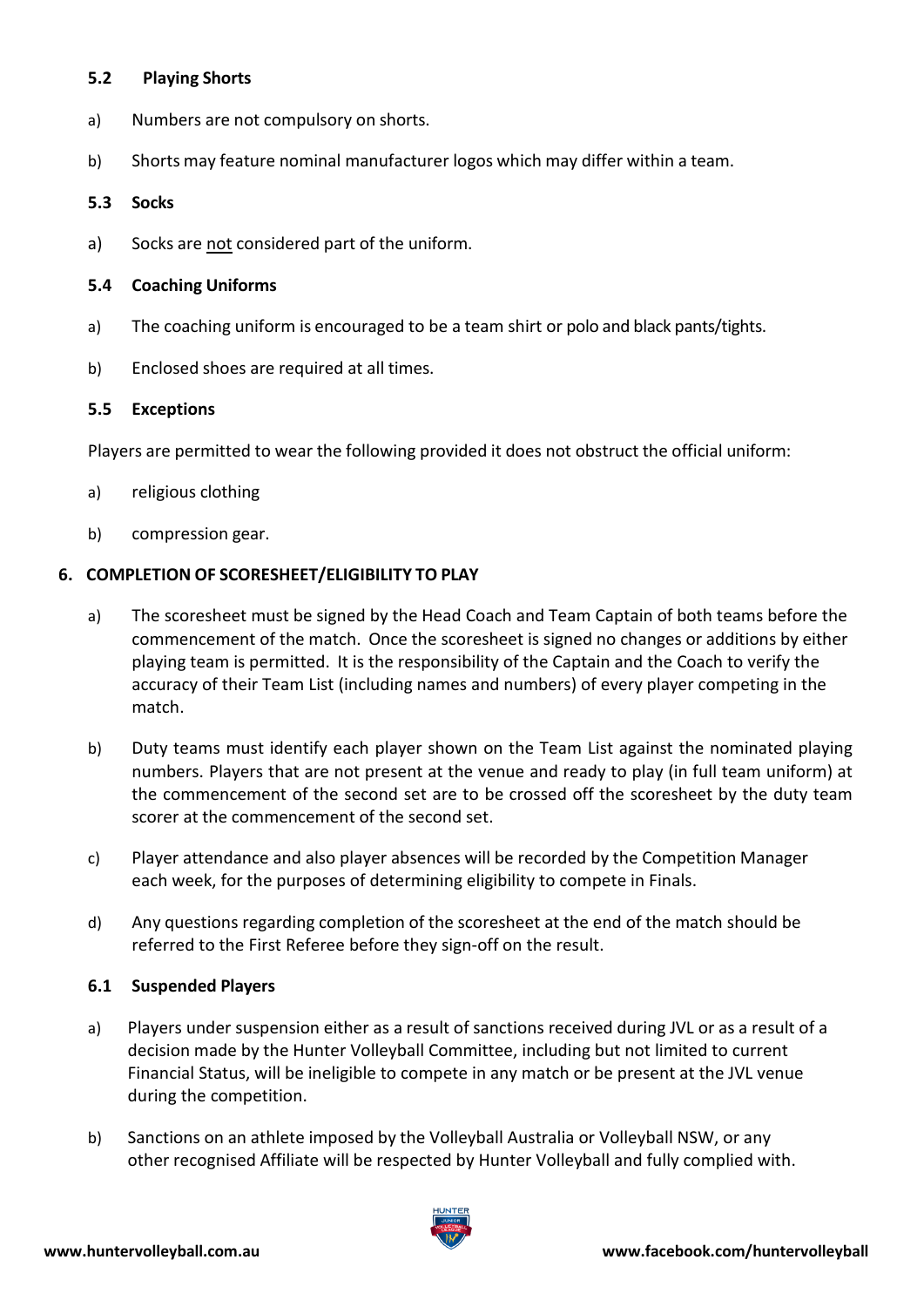### 5.2 Playing Shorts

a) Numbers are not compulsory on shorts.

b) Shorts may feature nominal manufacturer logos which may differ within a team.

### 5.3 Socks

a) Socks are <u>not</u> considered part of the uniform.

### 5.4 Coaching Uniforms

a) The coaching uniform is encouraged to be a team shirt or polo and black pants/tights.

b) Enclosed shoes are required at all times.

### 5.5 Exceptions

Players are permitted to wear the following provided it does not obstruct the official uniform:

a) religious clothing

b) compression gear.

## 6. COMPLETION OF SCORESHEET/ELIGIBILITY TO PLAY

a) The scoresheet must be signed by the Head Coach and Team Captain of both teams before the commencement of the match. Once the scoresheet is signed no changes or additions by either playing team is permitted. It is the responsibility of the Captain and the Coach to verify the accuracy of their Team List (including names and numbers) of every player competing in the match.

b) Duty teams must identify each player shown on the Team List against the nominated playing numbers. Players that are not present at the venue and ready to play (in full team uniform) at the commencement of the second set are to be crossed off the scoresheet by the duty team scorer at the commencement of the second set.

c) Player attendance and also player absences will be recorded by the Competition Manager each week, for the purposes of determining eligibility to compete in Finals.

d) Any questions regarding completion of the scoresheet at the end of the match should be referred to the First Referee before they sign-off on the result.

### 6.1 Suspended Players

a) Players under suspension either as a result of sanctions received during JVL or as a result of a decision made by the Hunter Volleyball Committee, including but not limited to current Financial Status, will be ineligible to compete in any match or be present at the JVL venue during the competition.

b) Sanctions on an athlete imposed by the Volleyball Australia or Volleyball NSW, or any other recognised Affiliate will be respected by Hunter Volleyball and fully complied with.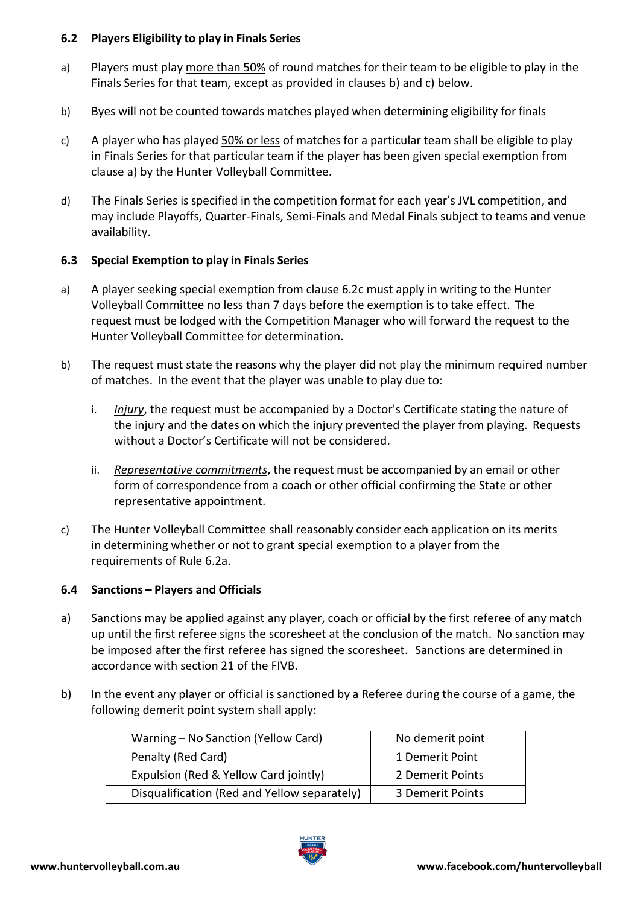### 6.2 Players Eligibility to play in Finals Series

a) Players must play <u>more than 50%</u> of round matches for their team to be eligible to play in the Finals Series for that team, except as provided in clauses b) and c) below.

b) Byes will not be counted towards matches played when determining eligibility for finals

c) A player who has played <u>50% or less</u> of matches for a particular team shall be eligible to play in Finals Series for that particular team if the player has been given special exemption from clause a) by the Hunter Volleyball Committee.

d) The Finals Series is specified in the competition format for each year's JVL competition, and may include Playoffs, Quarter-Finals, Semi-Finals and Medal Finals subject to teams and venue availability.

### 6.3 Special Exemption to play in Finals Series

a) A player seeking special exemption from clause 6.2c must apply in writing to the Hunter Volleyball Committee no less than 7 days before the exemption is to take effect. The request must be lodged with the Competition Manager who will forward the request to the Hunter Volleyball Committee for determination.

b) The request must state the reasons why the player did not play the minimum required number of matches. In the event that the player was unable to play due to:

   i. *<u>Injury</u>*, the request must be accompanied by a Doctor's Certificate stating the nature of the injury and the dates on which the injury prevented the player from playing. Requests without a Doctor's Certificate will not be considered.

   ii. *<u>Representative commitments</u>*, the request must be accompanied by an email or other form of correspondence from a coach or other official confirming the State or other representative appointment.

c) The Hunter Volleyball Committee shall reasonably consider each application on its merits in determining whether or not to grant special exemption to a player from the requirements of Rule 6.2a.

### 6.4 Sanctions – Players and Officials

a) Sanctions may be applied against any player, coach or official by the first referee of any match up until the first referee signs the scoresheet at the conclusion of the match. No sanction may be imposed after the first referee has signed the scoresheet. Sanctions are determined in accordance with section 21 of the FIVB.

b) In the event any player or official is sanctioned by a Referee during the course of a game, the following demerit point system shall apply:

| Sanction | Demerit Points |
|---|---|
| Warning – No Sanction (Yellow Card) | No demerit point |
| Penalty (Red Card) | 1 Demerit Point |
| Expulsion (Red & Yellow Card jointly) | 2 Demerit Points |
| Disqualification (Red and Yellow separately) | 3 Demerit Points |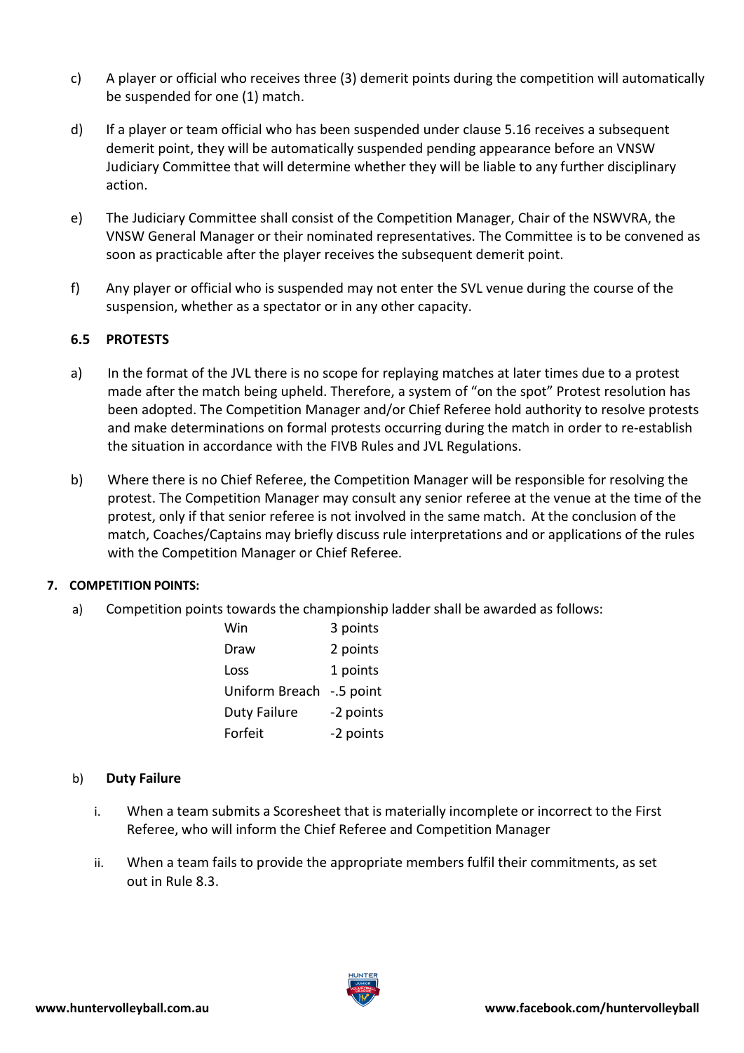c) A player or official who receives three (3) demerit points during the competition will automatically be suspended for one (1) match.

d) If a player or team official who has been suspended under clause 5.16 receives a subsequent demerit point, they will be automatically suspended pending appearance before an VNSW Judiciary Committee that will determine whether they will be liable to any further disciplinary action.

e) The Judiciary Committee shall consist of the Competition Manager, Chair of the NSWVRA, the VNSW General Manager or their nominated representatives. The Committee is to be convened as soon as practicable after the player receives the subsequent demerit point.

f) Any player or official who is suspended may not enter the SVL venue during the course of the suspension, whether as a spectator or in any other capacity.

### 6.5 PROTESTS

a) In the format of the JVL there is no scope for replaying matches at later times due to a protest made after the match being upheld. Therefore, a system of "on the spot" Protest resolution has been adopted. The Competition Manager and/or Chief Referee hold authority to resolve protests and make determinations on formal protests occurring during the match in order to re-establish the situation in accordance with the FIVB Rules and JVL Regulations.

b) Where there is no Chief Referee, the Competition Manager will be responsible for resolving the protest. The Competition Manager may consult any senior referee at the venue at the time of the protest, only if that senior referee is not involved in the same match. At the conclusion of the match, Coaches/Captains may briefly discuss rule interpretations and or applications of the rules with the Competition Manager or Chief Referee.

## 7. COMPETITION POINTS:

a) Competition points towards the championship ladder shall be awarded as follows:

| | |
|---|---|
| Win | 3 points |
| Draw | 2 points |
| Loss | 1 points |
| Uniform Breach | -.5 point |
| Duty Failure | -2 points |
| Forfeit | -2 points |

b) **Duty Failure**

i. When a team submits a Scoresheet that is materially incomplete or incorrect to the First Referee, who will inform the Chief Referee and Competition Manager

ii. When a team fails to provide the appropriate members fulfil their commitments, as set out in Rule 8.3.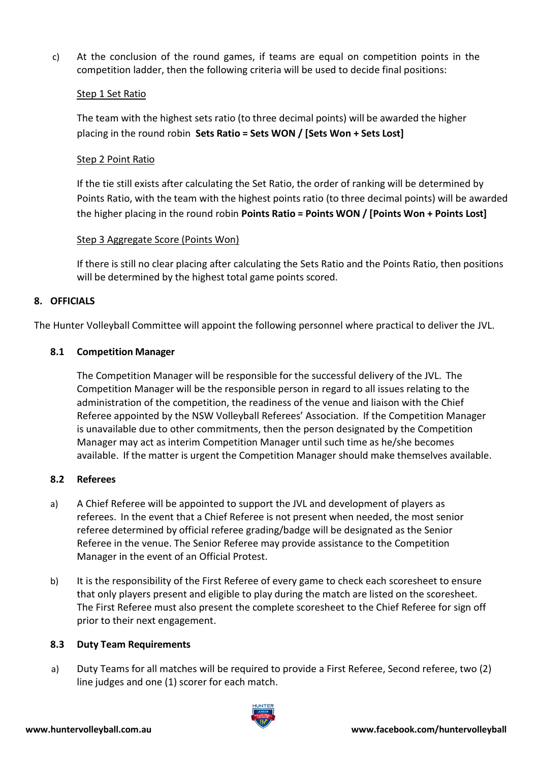c) At the conclusion of the round games, if teams are equal on competition points in the competition ladder, then the following criteria will be used to decide final positions:

Step 1 Set Ratio

The team with the highest sets ratio (to three decimal points) will be awarded the higher placing in the round robin **Sets Ratio = Sets WON / [Sets Won + Sets Lost]**

Step 2 Point Ratio

If the tie still exists after calculating the Set Ratio, the order of ranking will be determined by Points Ratio, with the team with the highest points ratio (to three decimal points) will be awarded the higher placing in the round robin **Points Ratio = Points WON / [Points Won + Points Lost]**

Step 3 Aggregate Score (Points Won)

If there is still no clear placing after calculating the Sets Ratio and the Points Ratio, then positions will be determined by the highest total game points scored.

## 8. OFFICIALS

The Hunter Volleyball Committee will appoint the following personnel where practical to deliver the JVL.

### 8.1 Competition Manager

The Competition Manager will be responsible for the successful delivery of the JVL. The Competition Manager will be the responsible person in regard to all issues relating to the administration of the competition, the readiness of the venue and liaison with the Chief Referee appointed by the NSW Volleyball Referees' Association. If the Competition Manager is unavailable due to other commitments, then the person designated by the Competition Manager may act as interim Competition Manager until such time as he/she becomes available. If the matter is urgent the Competition Manager should make themselves available.

### 8.2 Referees

a) A Chief Referee will be appointed to support the JVL and development of players as referees. In the event that a Chief Referee is not present when needed, the most senior referee determined by official referee grading/badge will be designated as the Senior Referee in the venue. The Senior Referee may provide assistance to the Competition Manager in the event of an Official Protest.

b) It is the responsibility of the First Referee of every game to check each scoresheet to ensure that only players present and eligible to play during the match are listed on the scoresheet. The First Referee must also present the complete scoresheet to the Chief Referee for sign off prior to their next engagement.

### 8.3 Duty Team Requirements

a) Duty Teams for all matches will be required to provide a First Referee, Second referee, two (2) line judges and one (1) scorer for each match.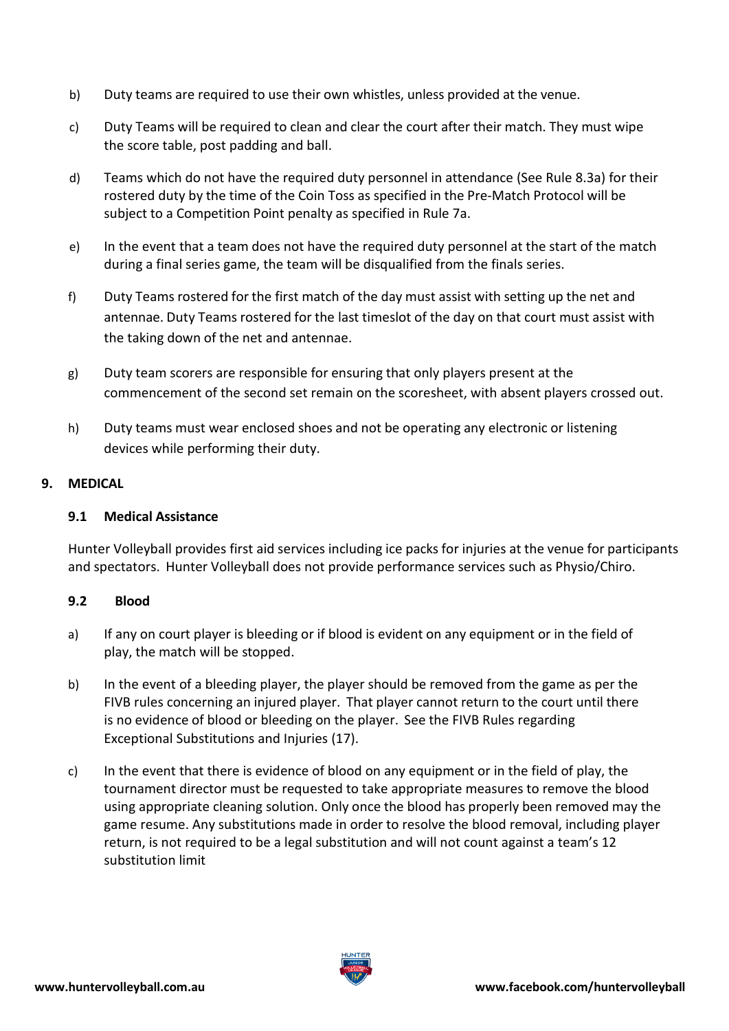b) Duty teams are required to use their own whistles, unless provided at the venue.

c) Duty Teams will be required to clean and clear the court after their match. They must wipe the score table, post padding and ball.

d) Teams which do not have the required duty personnel in attendance (See Rule 8.3a) for their rostered duty by the time of the Coin Toss as specified in the Pre-Match Protocol will be subject to a Competition Point penalty as specified in Rule 7a.

e) In the event that a team does not have the required duty personnel at the start of the match during a final series game, the team will be disqualified from the finals series.

f) Duty Teams rostered for the first match of the day must assist with setting up the net and antennae. Duty Teams rostered for the last timeslot of the day on that court must assist with the taking down of the net and antennae.

g) Duty team scorers are responsible for ensuring that only players present at the commencement of the second set remain on the scoresheet, with absent players crossed out.

h) Duty teams must wear enclosed shoes and not be operating any electronic or listening devices while performing their duty.

## 9. MEDICAL

### 9.1 Medical Assistance

Hunter Volleyball provides first aid services including ice packs for injuries at the venue for participants and spectators. Hunter Volleyball does not provide performance services such as Physio/Chiro.

### 9.2 Blood

a) If any on court player is bleeding or if blood is evident on any equipment or in the field of play, the match will be stopped.

b) In the event of a bleeding player, the player should be removed from the game as per the FIVB rules concerning an injured player. That player cannot return to the court until there is no evidence of blood or bleeding on the player. See the FIVB Rules regarding Exceptional Substitutions and Injuries (17).

c) In the event that there is evidence of blood on any equipment or in the field of play, the tournament director must be requested to take appropriate measures to remove the blood using appropriate cleaning solution. Only once the blood has properly been removed may the game resume. Any substitutions made in order to resolve the blood removal, including player return, is not required to be a legal substitution and will not count against a team's 12 substitution limit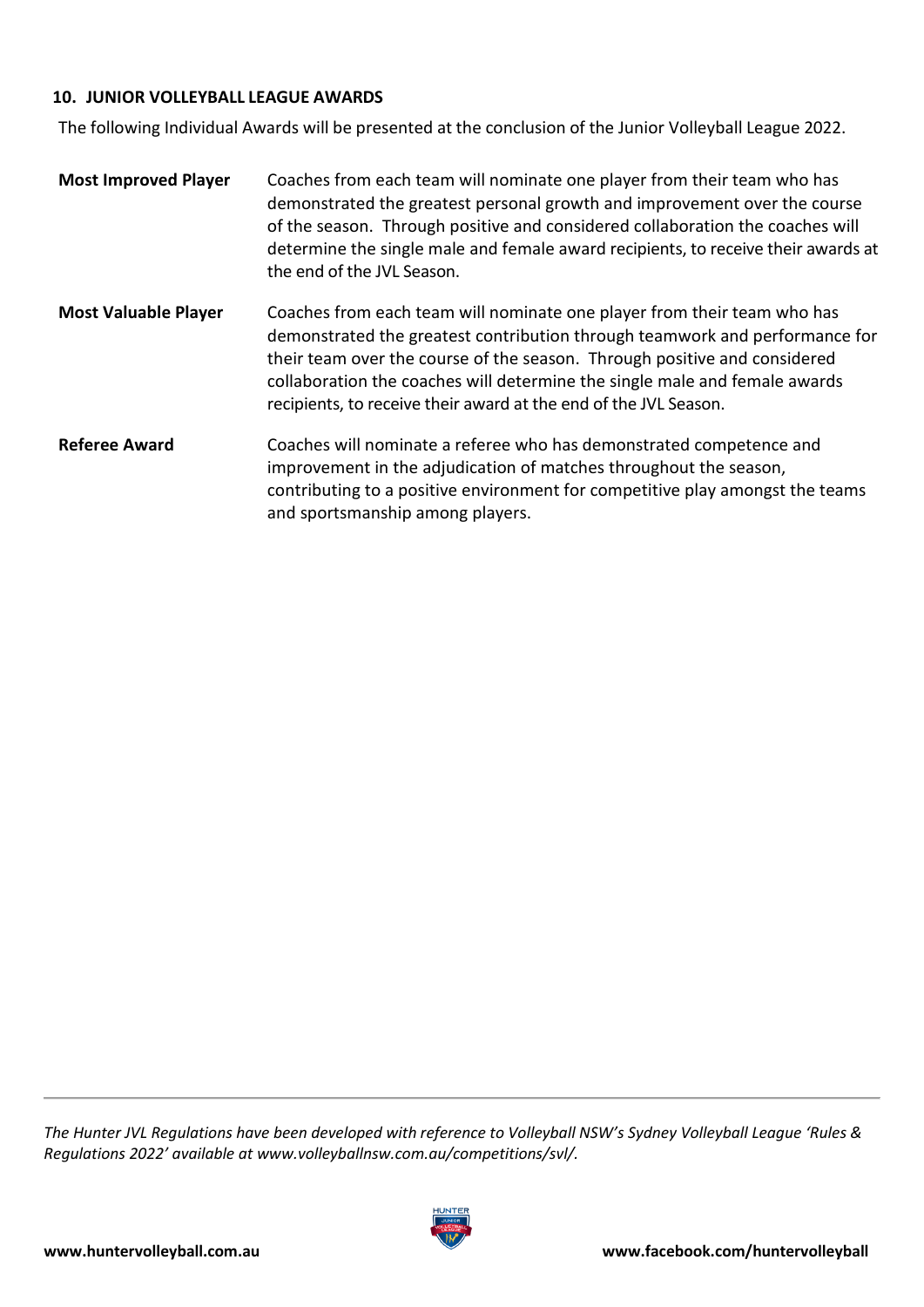## 10. JUNIOR VOLLEYBALL LEAGUE AWARDS

The following Individual Awards will be presented at the conclusion of the Junior Volleyball League 2022.

**Most Improved Player** — Coaches from each team will nominate one player from their team who has demonstrated the greatest personal growth and improvement over the course of the season. Through positive and considered collaboration the coaches will determine the single male and female award recipients, to receive their awards at the end of the JVL Season.

**Most Valuable Player** — Coaches from each team will nominate one player from their team who has demonstrated the greatest contribution through teamwork and performance for their team over the course of the season. Through positive and considered collaboration the coaches will determine the single male and female awards recipients, to receive their award at the end of the JVL Season.

**Referee Award** — Coaches will nominate a referee who has demonstrated competence and improvement in the adjudication of matches throughout the season, contributing to a positive environment for competitive play amongst the teams and sportsmanship among players.

---

*The Hunter JVL Regulations have been developed with reference to Volleyball NSW's Sydney Volleyball League 'Rules & Regulations 2022' available at www.volleyballnsw.com.au/competitions/svl/.*